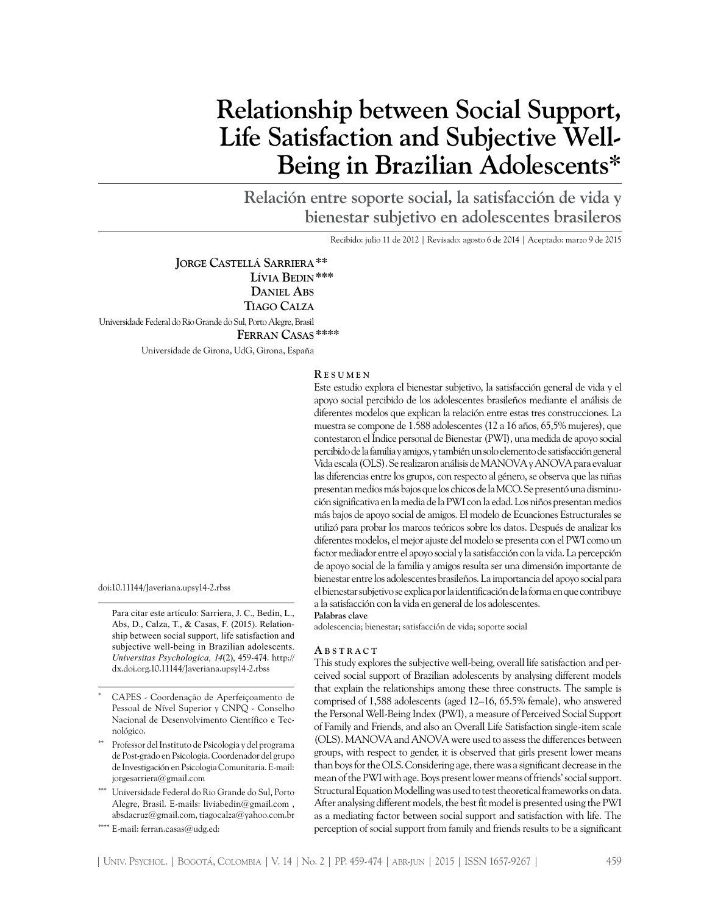# Relationship between Social Support, Life Satisfaction and Subjective Well-Being in Brazilian Adolescents*

## Relación entre soporte social, la satisfacción de vida y bienestar subjetivo en adolescentes brasileros

Recibido: julio 11 de 2012 | Revisado: agosto 6 de 2014 | Aceptado: marzo 9 de 2015

**Jorge Castellá Sarriera** **
**Lívia Bedin** ***
**Daniel Abs**
**Tiago Calza**
Universidade Federal do Rio Grande do Sul, Porto Alegre, Brasil
**Ferran Casas** ****
Universidade de Girona, UdG, Girona, España

doi:10.11144/Javeriana.upsy14-2.rbss

Para citar este artículo: Sarriera, J. C., Bedin, L., Abs, D., Calza, T., & Casas, F. (2015). Relationship between social support, life satisfaction and subjective well-being in Brazilian adolescents. *Universitas Psychologica, 14*(2), 459-474. http://dx.doi.org.10.11144/Javeriana.upsy14-2.rbss

\* CAPES - Coordenação de Aperfeiçoamento de Pessoal de Nível Superior y CNPQ - Conselho Nacional de Desenvolvimento Científico e Tecnológico.

\*\* Professor del Instituto de Psicologia y del programa de Post-grado en Psicologia. Coordenador del grupo de Investigación en Psicologia Comunitaria. E-mail: jorgesarriera@gmail.com

\*\*\* Universidade Federal do Rio Grande do Sul, Porto Alegre, Brasil. E-mails: liviabedin@gmail.com , absdacruz@gmail.com, tiagocalza@yahoo.com.br

\*\*\*\* E-mail: ferran.casas@udg.ed:

### Resumen

Este estudio explora el bienestar subjetivo, la satisfacción general de vida y el apoyo social percibido de los adolescentes brasileños mediante el análisis de diferentes modelos que explican la relación entre estas tres construcciones. La muestra se compone de 1.588 adolescentes (12 a 16 años, 65,5% mujeres), que contestaron el Índice personal de Bienestar (PWI), una medida de apoyo social percibido de la familia y amigos, y también un solo elemento de satisfacción general Vida escala (OLS). Se realizaron análisis de MANOVA y ANOVA para evaluar las diferencias entre los grupos, con respecto al género, se observa que las niñas presentan medios más bajos que los chicos de la MCO. Se presentó una disminución significativa en la media de la PWI con la edad. Los niños presentan medios más bajos de apoyo social de amigos. El modelo de Ecuaciones Estructurales se utilizó para probar los marcos teóricos sobre los datos. Después de analizar los diferentes modelos, el mejor ajuste del modelo se presenta con el PWI como un factor mediador entre el apoyo social y la satisfacción con la vida. La percepción de apoyo social de la familia y amigos resulta ser una dimensión importante de bienestar entre los adolescentes brasileños. La importancia del apoyo social para el bienestar subjetivo se explica por la identificación de la forma en que contribuye a la satisfacción con la vida en general de los adolescentes.

**Palabras clave**

adolescencia; bienestar; satisfacción de vida; soporte social

### Abstract

This study explores the subjective well-being, overall life satisfaction and perceived social support of Brazilian adolescents by analysing different models that explain the relationships among these three constructs. The sample is comprised of 1,588 adolescents (aged 12–16, 65.5% female), who answered the Personal Well-Being Index (PWI), a measure of Perceived Social Support of Family and Friends, and also an Overall Life Satisfaction single-item scale (OLS). MANOVA and ANOVA were used to assess the differences between groups, with respect to gender, it is observed that girls present lower means than boys for the OLS. Considering age, there was a significant decrease in the mean of the PWI with age. Boys present lower means of friends' social support. Structural Equation Modelling was used to test theoretical frameworks on data. After analysing different models, the best fit model is presented using the PWI as a mediating factor between social support and satisfaction with life. The perception of social support from family and friends results to be a significant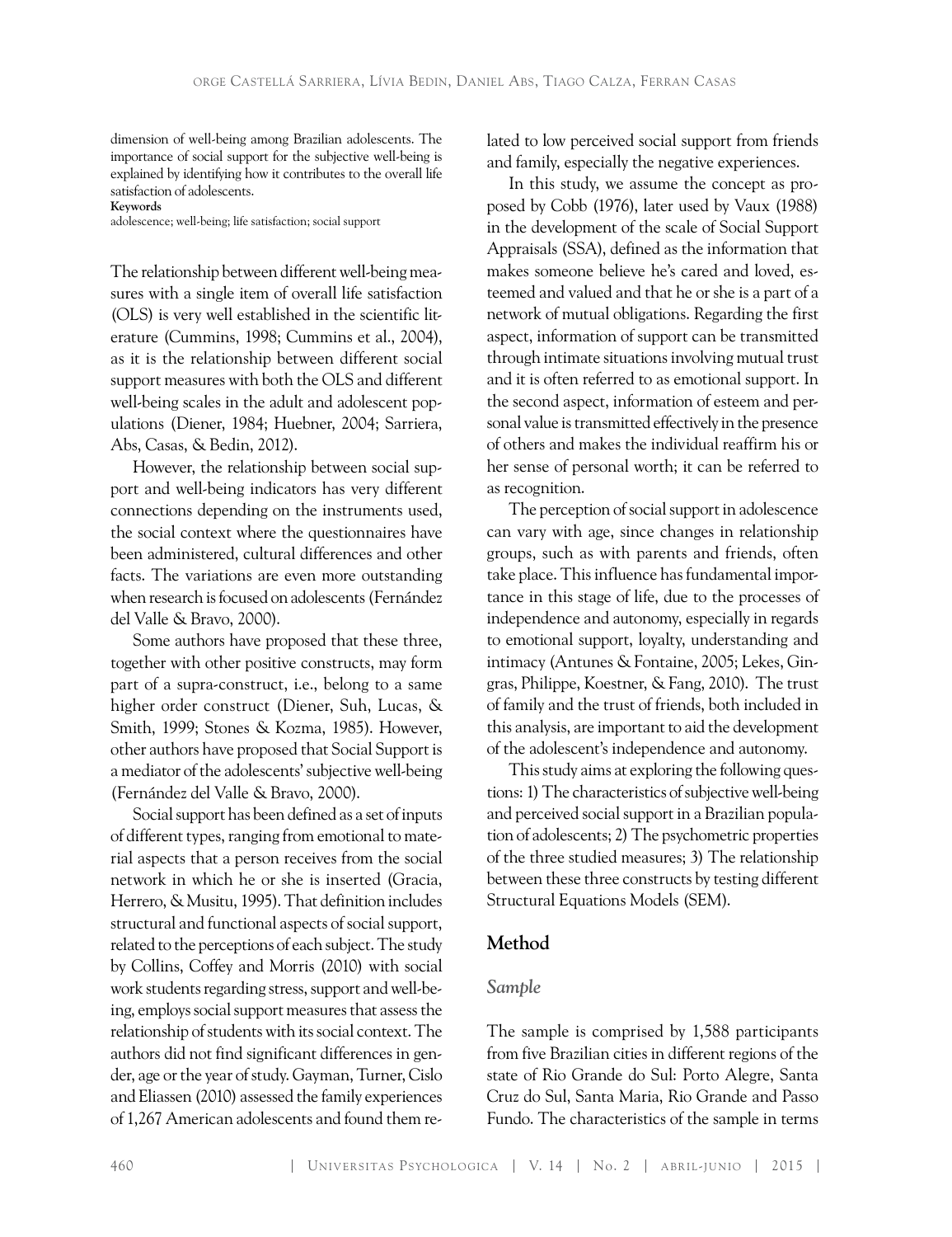dimension of well-being among Brazilian adolescents. The importance of social support for the subjective well-being is explained by identifying how it contributes to the overall life satisfaction of adolescents.

**Keywords**

adolescence; well-being; life satisfaction; social support

The relationship between different well-being measures with a single item of overall life satisfaction (OLS) is very well established in the scientific literature (Cummins, 1998; Cummins et al., 2004), as it is the relationship between different social support measures with both the OLS and different well-being scales in the adult and adolescent populations (Diener, 1984; Huebner, 2004; Sarriera, Abs, Casas, & Bedin, 2012).

However, the relationship between social support and well-being indicators has very different connections depending on the instruments used, the social context where the questionnaires have been administered, cultural differences and other facts. The variations are even more outstanding when research is focused on adolescents (Fernández del Valle & Bravo, 2000).

Some authors have proposed that these three, together with other positive constructs, may form part of a supra-construct, i.e., belong to a same higher order construct (Diener, Suh, Lucas, & Smith, 1999; Stones & Kozma, 1985). However, other authors have proposed that Social Support is a mediator of the adolescents' subjective well-being (Fernández del Valle & Bravo, 2000).

Social support has been defined as a set of inputs of different types, ranging from emotional to material aspects that a person receives from the social network in which he or she is inserted (Gracia, Herrero, & Musitu, 1995). That definition includes structural and functional aspects of social support, related to the perceptions of each subject. The study by Collins, Coffey and Morris (2010) with social work students regarding stress, support and well-being, employs social support measures that assess the relationship of students with its social context. The authors did not find significant differences in gender, age or the year of study. Gayman, Turner, Cislo and Eliassen (2010) assessed the family experiences of 1,267 American adolescents and found them related to low perceived social support from friends and family, especially the negative experiences.

In this study, we assume the concept as proposed by Cobb (1976), later used by Vaux (1988) in the development of the scale of Social Support Appraisals (SSA), defined as the information that makes someone believe he's cared and loved, esteemed and valued and that he or she is a part of a network of mutual obligations. Regarding the first aspect, information of support can be transmitted through intimate situations involving mutual trust and it is often referred to as emotional support. In the second aspect, information of esteem and personal value is transmitted effectively in the presence of others and makes the individual reaffirm his or her sense of personal worth; it can be referred to as recognition.

The perception of social support in adolescence can vary with age, since changes in relationship groups, such as with parents and friends, often take place. This influence has fundamental importance in this stage of life, due to the processes of independence and autonomy, especially in regards to emotional support, loyalty, understanding and intimacy (Antunes & Fontaine, 2005; Lekes, Gingras, Philippe, Koestner, & Fang, 2010). The trust of family and the trust of friends, both included in this analysis, are important to aid the development of the adolescent's independence and autonomy.

This study aims at exploring the following questions: 1) The characteristics of subjective well-being and perceived social support in a Brazilian population of adolescents; 2) The psychometric properties of the three studied measures; 3) The relationship between these three constructs by testing different Structural Equations Models (SEM).

## Method

### *Sample*

The sample is comprised by 1,588 participants from five Brazilian cities in different regions of the state of Rio Grande do Sul: Porto Alegre, Santa Cruz do Sul, Santa Maria, Rio Grande and Passo Fundo. The characteristics of the sample in terms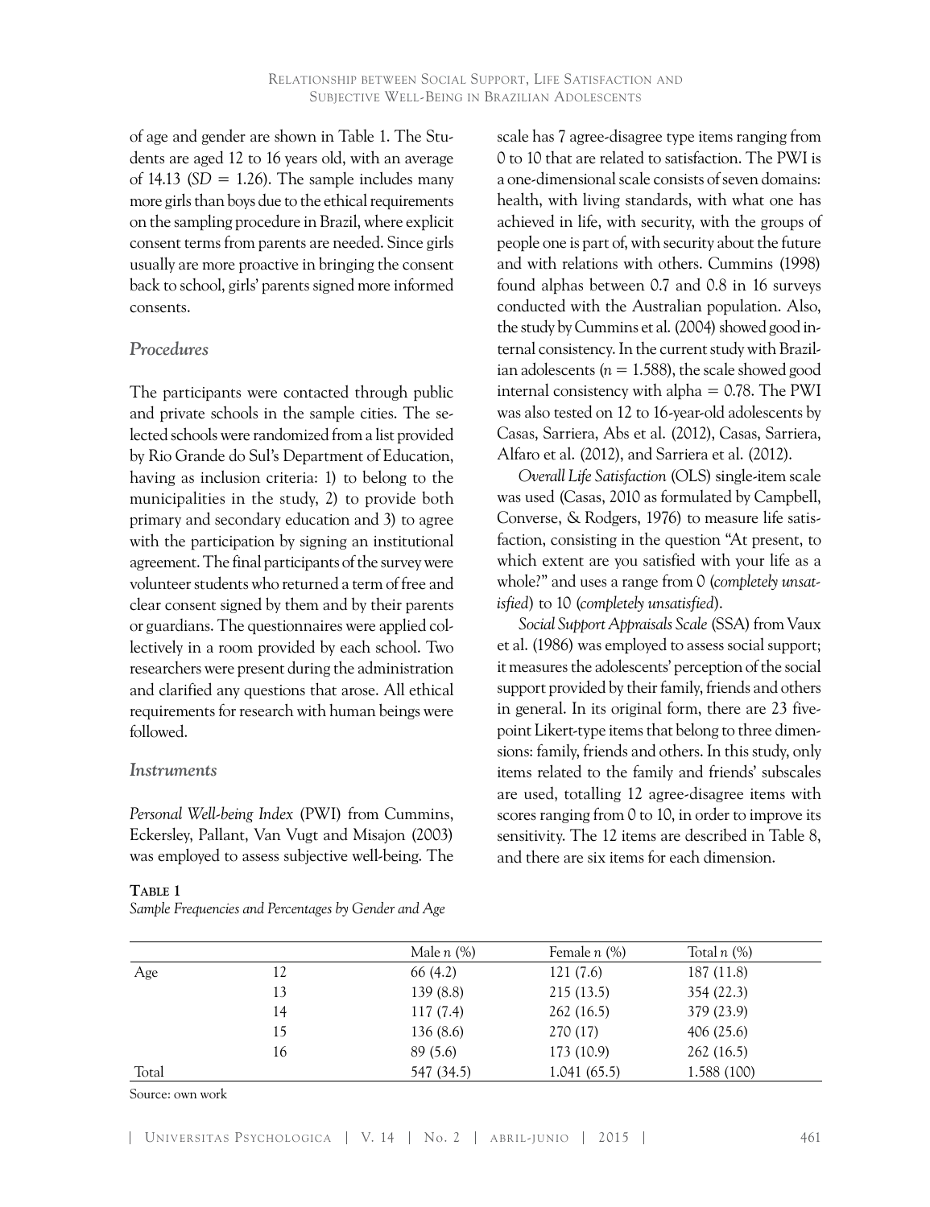of age and gender are shown in Table 1. The Students are aged 12 to 16 years old, with an average of 14.13 (*SD* = 1.26). The sample includes many more girls than boys due to the ethical requirements on the sampling procedure in Brazil, where explicit consent terms from parents are needed. Since girls usually are more proactive in bringing the consent back to school, girls' parents signed more informed consents.

### *Procedures*

The participants were contacted through public and private schools in the sample cities. The selected schools were randomized from a list provided by Rio Grande do Sul's Department of Education, having as inclusion criteria: 1) to belong to the municipalities in the study, 2) to provide both primary and secondary education and 3) to agree with the participation by signing an institutional agreement. The final participants of the survey were volunteer students who returned a term of free and clear consent signed by them and by their parents or guardians. The questionnaires were applied collectively in a room provided by each school. Two researchers were present during the administration and clarified any questions that arose. All ethical requirements for research with human beings were followed.

### *Instruments*

*Personal Well-being Index* (PWI) from Cummins, Eckersley, Pallant, Van Vugt and Misajon (2003) was employed to assess subjective well-being. The scale has 7 agree-disagree type items ranging from 0 to 10 that are related to satisfaction. The PWI is a one-dimensional scale consists of seven domains: health, with living standards, with what one has achieved in life, with security, with the groups of people one is part of, with security about the future and with relations with others. Cummins (1998) found alphas between 0.7 and 0.8 in 16 surveys conducted with the Australian population. Also, the study by Cummins et al. (2004) showed good internal consistency. In the current study with Brazilian adolescents (*n* = 1.588), the scale showed good internal consistency with alpha = 0.78. The PWI was also tested on 12 to 16-year-old adolescents by Casas, Sarriera, Abs et al. (2012), Casas, Sarriera, Alfaro et al. (2012), and Sarriera et al. (2012).

*Overall Life Satisfaction* (OLS) single-item scale was used (Casas, 2010 as formulated by Campbell, Converse, & Rodgers, 1976) to measure life satisfaction, consisting in the question "At present, to which extent are you satisfied with your life as a whole?" and uses a range from 0 (*completely unsatisfied*) to 10 (*completely unsatisfied*).

*Social Support Appraisals Scale* (SSA) from Vaux et al. (1986) was employed to assess social support; it measures the adolescents' perception of the social support provided by their family, friends and others in general. In its original form, there are 23 five-point Likert-type items that belong to three dimensions: family, friends and others. In this study, only items related to the family and friends' subscales are used, totalling 12 agree-disagree items with scores ranging from 0 to 10, in order to improve its sensitivity. The 12 items are described in Table 8, and there are six items for each dimension.

**Table 1**
*Sample Frequencies and Percentages by Gender and Age*

| | | Male *n* (%) | Female *n* (%) | Total *n* (%) |
|---|---|---|---|---|
| Age | 12 | 66 (4.2) | 121 (7.6) | 187 (11.8) |
| | 13 | 139 (8.8) | 215 (13.5) | 354 (22.3) |
| | 14 | 117 (7.4) | 262 (16.5) | 379 (23.9) |
| | 15 | 136 (8.6) | 270 (17) | 406 (25.6) |
| | 16 | 89 (5.6) | 173 (10.9) | 262 (16.5) |
| Total | | 547 (34.5) | 1.041 (65.5) | 1.588 (100) |

Source: own work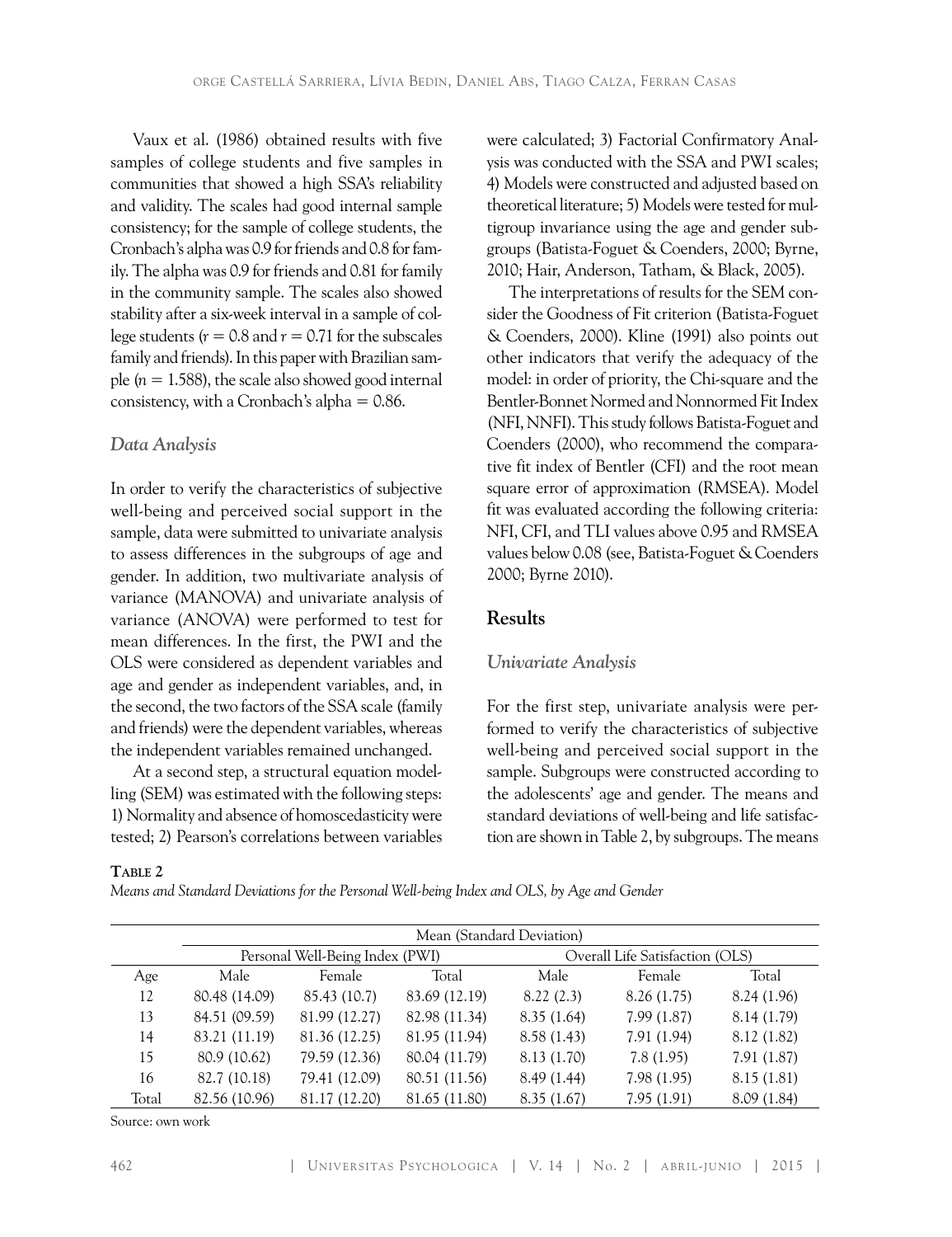Vaux et al. (1986) obtained results with five samples of college students and five samples in communities that showed a high SSA's reliability and validity. The scales had good internal sample consistency; for the sample of college students, the Cronbach's alpha was 0.9 for friends and 0.8 for family. The alpha was 0.9 for friends and 0.81 for family in the community sample. The scales also showed stability after a six-week interval in a sample of college students ($r = 0.8$ and $r = 0.71$ for the subscales family and friends). In this paper with Brazilian sample ($n = 1.588$), the scale also showed good internal consistency, with a Cronbach's alpha = 0.86.

### *Data Analysis*

In order to verify the characteristics of subjective well-being and perceived social support in the sample, data were submitted to univariate analysis to assess differences in the subgroups of age and gender. In addition, two multivariate analysis of variance (MANOVA) and univariate analysis of variance (ANOVA) were performed to test for mean differences. In the first, the PWI and the OLS were considered as dependent variables and age and gender as independent variables, and, in the second, the two factors of the SSA scale (family and friends) were the dependent variables, whereas the independent variables remained unchanged.

At a second step, a structural equation modelling (SEM) was estimated with the following steps: 1) Normality and absence of homoscedasticity were tested; 2) Pearson's correlations between variables were calculated; 3) Factorial Confirmatory Analysis was conducted with the SSA and PWI scales; 4) Models were constructed and adjusted based on theoretical literature; 5) Models were tested for multigroup invariance using the age and gender subgroups (Batista-Foguet & Coenders, 2000; Byrne, 2010; Hair, Anderson, Tatham, & Black, 2005).

The interpretations of results for the SEM consider the Goodness of Fit criterion (Batista-Foguet & Coenders, 2000). Kline (1991) also points out other indicators that verify the adequacy of the model: in order of priority, the Chi-square and the Bentler-Bonnet Normed and Nonnormed Fit Index (NFI, NNFI). This study follows Batista-Foguet and Coenders (2000), who recommend the comparative fit index of Bentler (CFI) and the root mean square error of approximation (RMSEA). Model fit was evaluated according the following criteria: NFI, CFI, and TLI values above 0.95 and RMSEA values below 0.08 (see, Batista-Foguet & Coenders 2000; Byrne 2010).

## Results

### *Univariate Analysis*

For the first step, univariate analysis were performed to verify the characteristics of subjective well-being and perceived social support in the sample. Subgroups were constructed according to the adolescents' age and gender. The means and standard deviations of well-being and life satisfaction are shown in Table 2, by subgroups. The means

**Table 2**

*Means and Standard Deviations for the Personal Well-being Index and OLS, by Age and Gender*

| | Mean (Standard Deviation) | | | | | |
|---|---|---|---|---|---|---|
| | Personal Well-Being Index (PWI) | | | Overall Life Satisfaction (OLS) | | |
| Age | Male | Female | Total | Male | Female | Total |
| 12 | 80.48 (14.09) | 85.43 (10.7) | 83.69 (12.19) | 8.22 (2.3) | 8.26 (1.75) | 8.24 (1.96) |
| 13 | 84.51 (09.59) | 81.99 (12.27) | 82.98 (11.34) | 8.35 (1.64) | 7.99 (1.87) | 8.14 (1.79) |
| 14 | 83.21 (11.19) | 81.36 (12.25) | 81.95 (11.94) | 8.58 (1.43) | 7.91 (1.94) | 8.12 (1.82) |
| 15 | 80.9 (10.62) | 79.59 (12.36) | 80.04 (11.79) | 8.13 (1.70) | 7.8 (1.95) | 7.91 (1.87) |
| 16 | 82.7 (10.18) | 79.41 (12.09) | 80.51 (11.56) | 8.49 (1.44) | 7.98 (1.95) | 8.15 (1.81) |
| Total | 82.56 (10.96) | 81.17 (12.20) | 81.65 (11.80) | 8.35 (1.67) | 7.95 (1.91) | 8.09 (1.84) |

Source: own work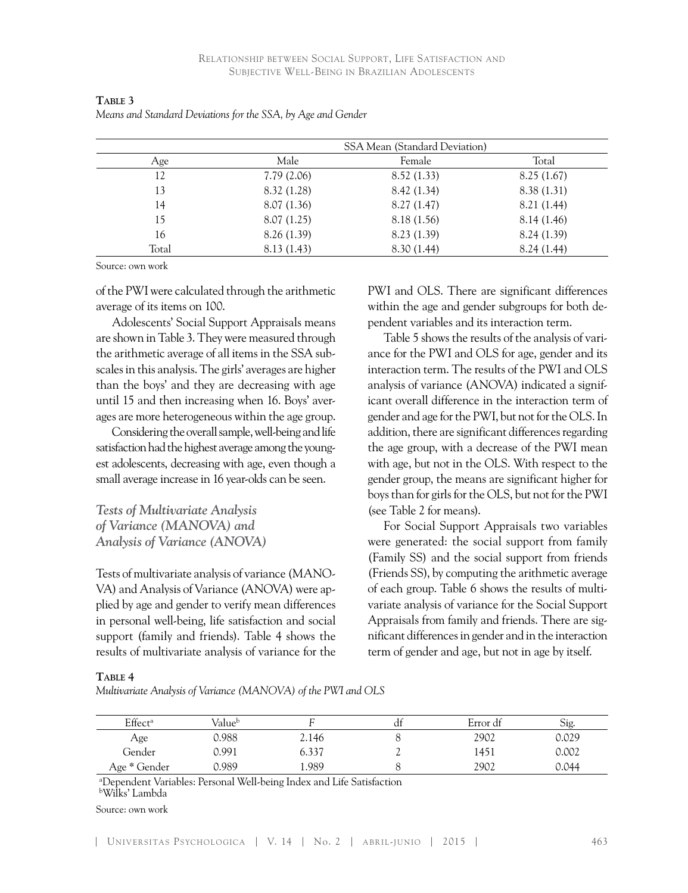**Table 3**

*Means and Standard Deviations for the SSA, by Age and Gender*

| Age | SSA Mean (Standard Deviation) | | |
|---|---|---|---|
| | Male | Female | Total |
| 12 | 7.79 (2.06) | 8.52 (1.33) | 8.25 (1.67) |
| 13 | 8.32 (1.28) | 8.42 (1.34) | 8.38 (1.31) |
| 14 | 8.07 (1.36) | 8.27 (1.47) | 8.21 (1.44) |
| 15 | 8.07 (1.25) | 8.18 (1.56) | 8.14 (1.46) |
| 16 | 8.26 (1.39) | 8.23 (1.39) | 8.24 (1.39) |
| Total | 8.13 (1.43) | 8.30 (1.44) | 8.24 (1.44) |

Source: own work

of the PWI were calculated through the arithmetic average of its items on 100.

Adolescents' Social Support Appraisals means are shown in Table 3. They were measured through the arithmetic average of all items in the SSA subscales in this analysis. The girls' averages are higher than the boys' and they are decreasing with age until 15 and then increasing when 16. Boys' averages are more heterogeneous within the age group.

Considering the overall sample, well-being and life satisfaction had the highest average among the youngest adolescents, decreasing with age, even though a small average increase in 16 year-olds can be seen.

### *Tests of Multivariate Analysis of Variance (MANOVA) and Analysis of Variance (ANOVA)*

Tests of multivariate analysis of variance (MANOVA) and Analysis of Variance (ANOVA) were applied by age and gender to verify mean differences in personal well-being, life satisfaction and social support (family and friends). Table 4 shows the results of multivariate analysis of variance for the PWI and OLS. There are significant differences within the age and gender subgroups for both dependent variables and its interaction term.

Table 5 shows the results of the analysis of variance for the PWI and OLS for age, gender and its interaction term. The results of the PWI and OLS analysis of variance (ANOVA) indicated a significant overall difference in the interaction term of gender and age for the PWI, but not for the OLS. In addition, there are significant differences regarding the age group, with a decrease of the PWI mean with age, but not in the OLS. With respect to the gender group, the means are significant higher for boys than for girls for the OLS, but not for the PWI (see Table 2 for means).

For Social Support Appraisals two variables were generated: the social support from family (Family SS) and the social support from friends (Friends SS), by computing the arithmetic average of each group. Table 6 shows the results of multivariate analysis of variance for the Social Support Appraisals from family and friends. There are significant differences in gender and in the interaction term of gender and age, but not in age by itself.

**Table 4**

*Multivariate Analysis of Variance (MANOVA) of the PWI and OLS*

| Effect[a] | Value[b] | F | df | Error df | Sig. |
|---|---|---|---|---|---|
| Age | 0.988 | 2.146 | 8 | 2902 | 0.029 |
| Gender | 0.991 | 6.337 | 2 | 1451 | 0.002 |
| Age * Gender | 0.989 | 1.989 | 8 | 2902 | 0.044 |

[a]Dependent Variables: Personal Well-being Index and Life Satisfaction
[b]Wilks' Lambda

Source: own work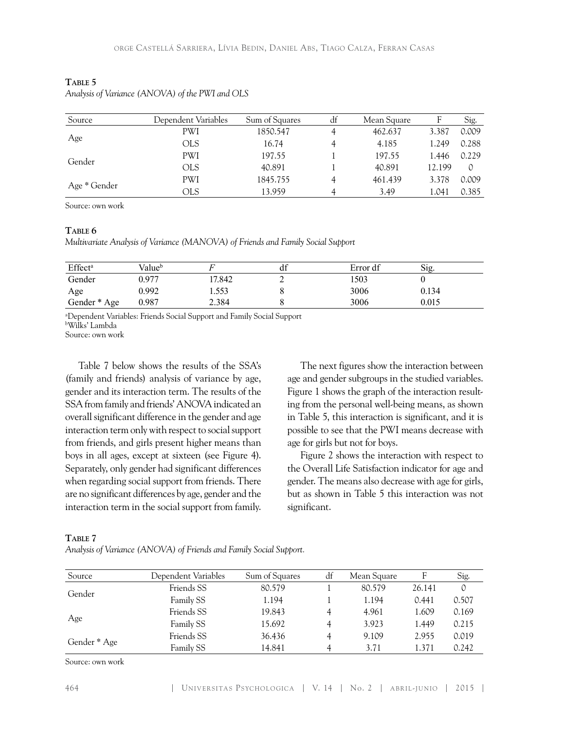**Table 5**

*Analysis of Variance (ANOVA) of the PWI and OLS*

| Source | Dependent Variables | Sum of Squares | df | Mean Square | F | Sig. |
|---|---|---|---|---|---|---|
| Age | PWI | 1850.547 | 4 | 462.637 | 3.387 | 0.009 |
| | OLS | 16.74 | 4 | 4.185 | 1.249 | 0.288 |
| Gender | PWI | 197.55 | 1 | 197.55 | 1.446 | 0.229 |
| | OLS | 40.891 | 1 | 40.891 | 12.199 | 0 |
| Age * Gender | PWI | 1845.755 | 4 | 461.439 | 3.378 | 0.009 |
| | OLS | 13.959 | 4 | 3.49 | 1.041 | 0.385 |

Source: own work

**Table 6**

*Multivariate Analysis of Variance (MANOVA) of Friends and Family Social Support*

| Effect[a] | Value[b] | *F* | df | Error df | Sig. |
|---|---|---|---|---|---|
| Gender | 0.977 | 17.842 | 2 | 1503 | 0 |
| Age | 0.992 | 1.553 | 8 | 3006 | 0.134 |
| Gender * Age | 0.987 | 2.384 | 8 | 3006 | 0.015 |

[a]Dependent Variables: Friends Social Support and Family Social Support
[b]Wilks' Lambda
Source: own work

Table 7 below shows the results of the SSA's (family and friends) analysis of variance by age, gender and its interaction term. The results of the SSA from family and friends' ANOVA indicated an overall significant difference in the gender and age interaction term only with respect to social support from friends, and girls present higher means than boys in all ages, except at sixteen (see Figure 4). Separately, only gender had significant differences when regarding social support from friends. There are no significant differences by age, gender and the interaction term in the social support from family.

The next figures show the interaction between age and gender subgroups in the studied variables. Figure 1 shows the graph of the interaction resulting from the personal well-being means, as shown in Table 5, this interaction is significant, and it is possible to see that the PWI means decrease with age for girls but not for boys.

Figure 2 shows the interaction with respect to the Overall Life Satisfaction indicator for age and gender. The means also decrease with age for girls, but as shown in Table 5 this interaction was not significant.

**Table 7**

*Analysis of Variance (ANOVA) of Friends and Family Social Support.*

| Source | Dependent Variables | Sum of Squares | df | Mean Square | F | Sig. |
|---|---|---|---|---|---|---|
| Gender | Friends SS | 80.579 | 1 | 80.579 | 26.141 | 0 |
| | Family SS | 1.194 | 1 | 1.194 | 0.441 | 0.507 |
| Age | Friends SS | 19.843 | 4 | 4.961 | 1.609 | 0.169 |
| | Family SS | 15.692 | 4 | 3.923 | 1.449 | 0.215 |
| Gender * Age | Friends SS | 36.436 | 4 | 9.109 | 2.955 | 0.019 |
| | Family SS | 14.841 | 4 | 3.71 | 1.371 | 0.242 |

Source: own work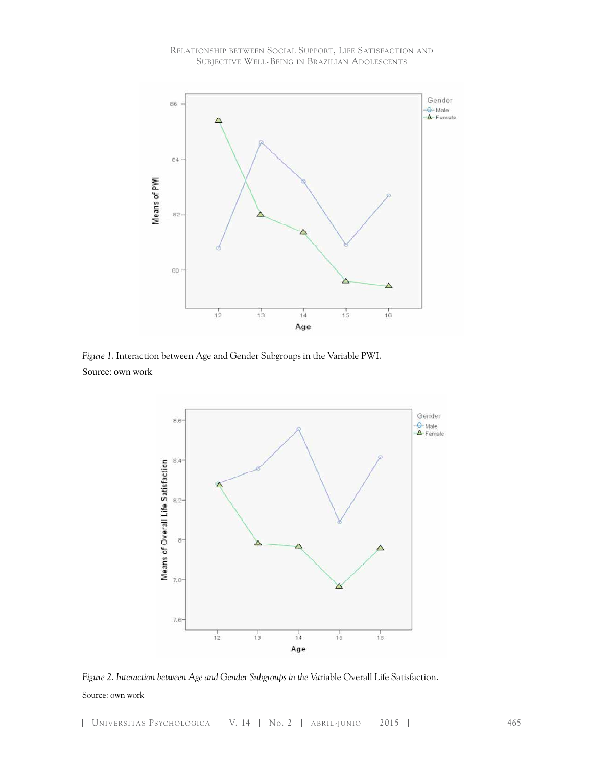*Figure 1*. Interaction between Age and Gender Subgroups in the Variable PWI.

Source: own work

*Figure 2. Interaction between Age and Gender Subgroups in the Var*iable Overall Life Satisfaction.

Source: own work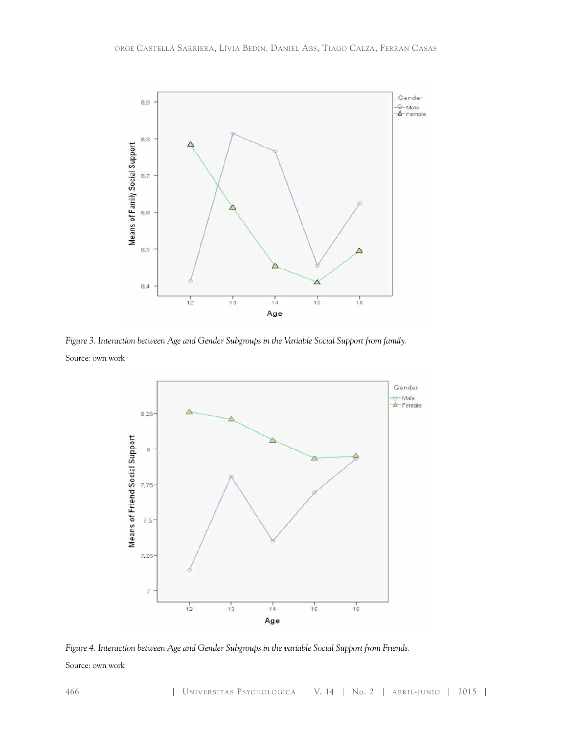*Figure 3. Interaction between Age and Gender Subgroups in the Variable Social Support from family.*

Source: own work

*Figure 4. Interaction between Age and Gender Subgroups in the variable Social Support from Friends.*

Source: own work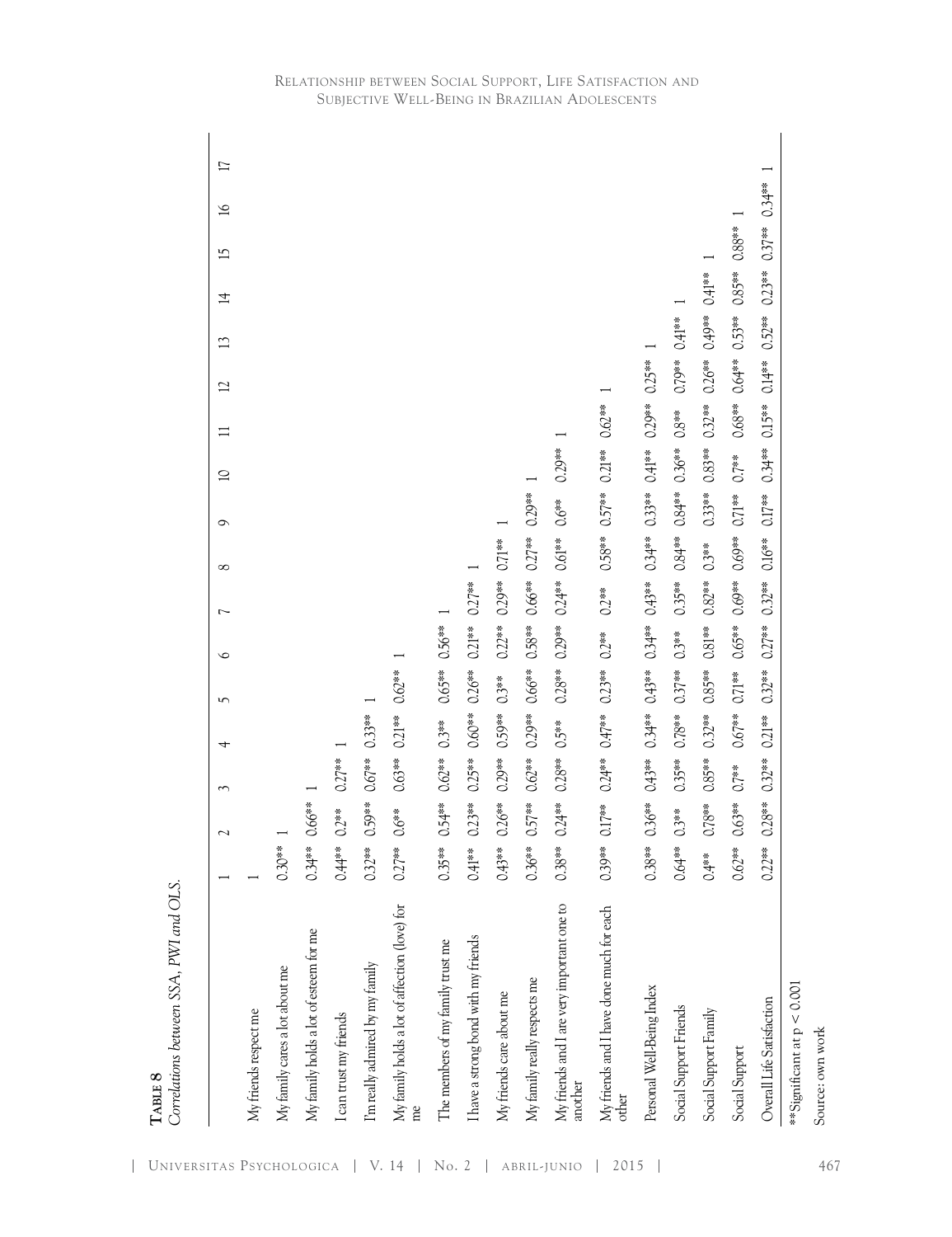**Table 8**
*Correlations between SSA, PWI and OLS.*

| | 1 | 2 | 3 | 4 | 5 | 6 | 7 | 8 | 9 | 10 | 11 | 12 | 13 | 14 | 15 | 16 | 17 |
|---|---|---|---|---|---|---|---|---|---|---|---|---|---|---|---|---|---|
| My friends respect me | 1 | | | | | | | | | | | | | | | | |
| My family cares a lot about me | 0.30** | 1 | | | | | | | | | | | | | | | |
| My family holds a lot of esteem for me | 0.34** | 0.66** | 1 | | | | | | | | | | | | | | |
| I can trust my friends | 0.44** | 0.2** | 0.27** | 1 | | | | | | | | | | | | | |
| I'm really admired by my family | 0.32** | 0.59** | 0.67** | 0.33** | 1 | | | | | | | | | | | | |
| My family holds a lot of affection (love) for me | 0.27** | 0.6** | 0.63** | 0.21** | 0.62** | 1 | | | | | | | | | | | |
| The members of my family trust me | 0.35** | 0.54** | 0.62** | 0.3** | 0.65** | 0.56** | 1 | | | | | | | | | | |
| I have a strong bond with my friends | 0.41** | 0.23** | 0.25** | 0.60** | 0.26** | 0.21** | 0.27** | 1 | | | | | | | | | |
| My friends care about me | 0.43** | 0.26** | 0.29** | 0.59** | 0.3** | 0.22** | 0.29** | 0.71** | 1 | | | | | | | | |
| My family really respects me | 0.36** | 0.57** | 0.62** | 0.29** | 0.66** | 0.58** | 0.66** | 0.27** | 0.29** | 1 | | | | | | | |
| My friends and I are very important one to another | 0.38** | 0.24** | 0.28** | 0.5** | 0.28** | 0.29** | 0.24** | 0.61** | 0.6** | 0.29** | 1 | | | | | | |
| My friends and I have done much for each other | 0.39** | 0.17** | 0.24** | 0.47** | 0.23** | 0.2** | 0.2** | 0.58** | 0.57** | 0.21** | 0.62** | 1 | | | | | |
| Personal Well-Being Index | 0.38** | 0.36** | 0.43** | 0.34** | 0.43** | 0.34** | 0.43** | 0.34** | 0.33** | 0.41** | 0.29** | 0.25** | 1 | | | | |
| Social Support Friends | 0.64** | 0.3** | 0.35** | 0.78** | 0.37** | 0.3** | 0.35** | 0.84** | 0.84** | 0.36** | 0.8** | 0.79** | 0.41** | 1 | | | |
| Social Support Family | 0.4** | 0.78** | 0.85** | 0.32** | 0.85** | 0.81** | 0.82** | 0.3** | 0.33** | 0.83** | 0.32** | 0.26** | 0.49** | 0.41** | 1 | | |
| Social Support | 0.62** | 0.63** | 0.7** | 0.67** | 0.71** | 0.65** | 0.69** | 0.69** | 0.71** | 0.7** | 0.68** | 0.64** | 0.53** | 0.85** | 0.88** | 1 | |
| Overall Life Satisfaction | 0.22** | 0.28** | 0.32** | 0.21** | 0.32** | 0.27** | 0.32** | 0.16** | 0.17** | 0.34** | 0.15** | 0.14** | 0.52** | 0.23** | 0.37** | 0.34** | 1 |

**Significant at $p < 0.001$

Source: own work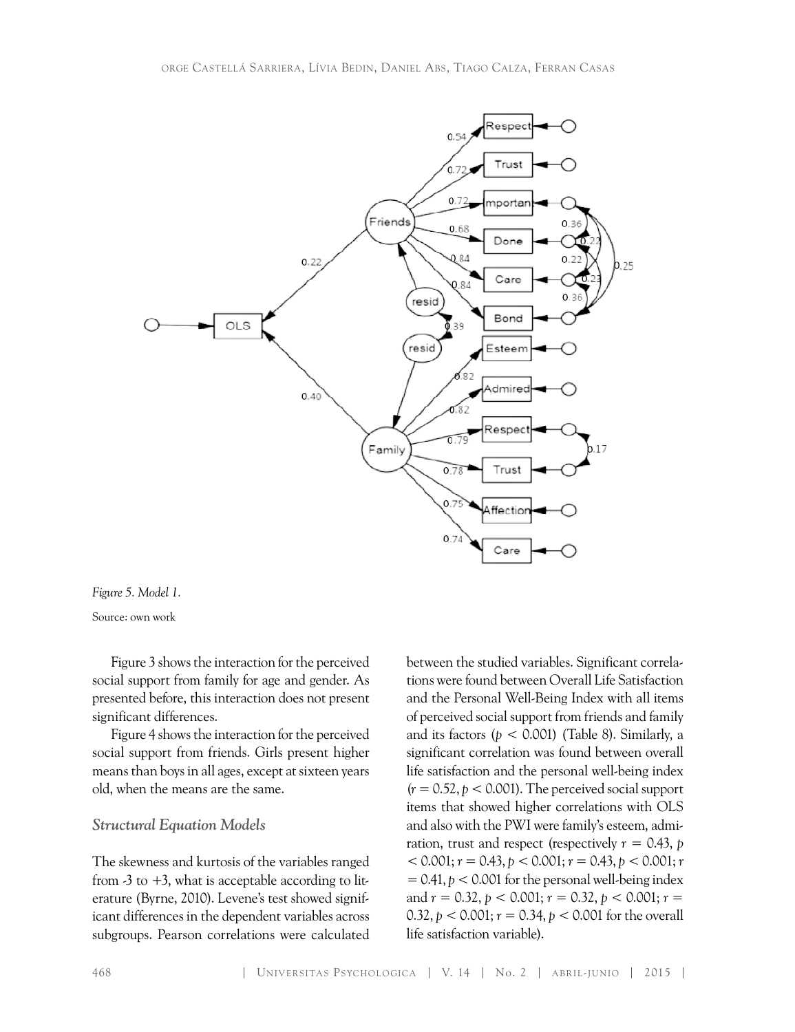*Figure 5. Model 1.*

Source: own work

Figure 3 shows the interaction for the perceived social support from family for age and gender. As presented before, this interaction does not present significant differences.

Figure 4 shows the interaction for the perceived social support from friends. Girls present higher means than boys in all ages, except at sixteen years old, when the means are the same.

### *Structural Equation Models*

The skewness and kurtosis of the variables ranged from -3 to +3, what is acceptable according to literature (Byrne, 2010). Levene's test showed significant differences in the dependent variables across subgroups. Pearson correlations were calculated between the studied variables. Significant correlations were found between Overall Life Satisfaction and the Personal Well-Being Index with all items of perceived social support from friends and family and its factors ($p < 0.001$) (Table 8). Similarly, a significant correlation was found between overall life satisfaction and the personal well-being index ($r = 0.52, p < 0.001$). The perceived social support items that showed higher correlations with OLS and also with the PWI were family's esteem, admiration, trust and respect (respectively $r = 0.43, p < 0.001$; $r = 0.43, p < 0.001$; $r = 0.43, p < 0.001$; $r = 0.41, p < 0.001$ for the personal well-being index and $r = 0.32, p < 0.001$; $r = 0.32, p < 0.001$; $r = 0.32, p < 0.001$; $r = 0.34, p < 0.001$ for the overall life satisfaction variable).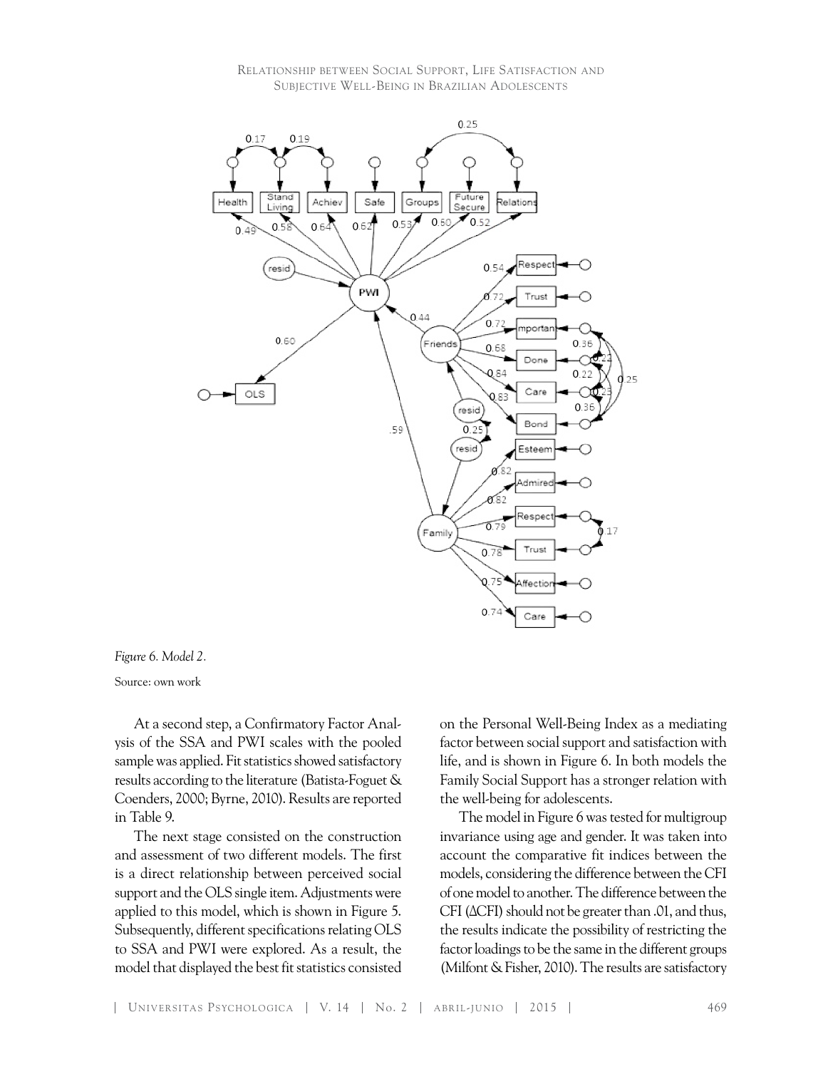*Figure 6. Model 2.*

Source: own work

At a second step, a Confirmatory Factor Analysis of the SSA and PWI scales with the pooled sample was applied. Fit statistics showed satisfactory results according to the literature (Batista-Foguet & Coenders, 2000; Byrne, 2010). Results are reported in Table 9.

The next stage consisted on the construction and assessment of two different models. The first is a direct relationship between perceived social support and the OLS single item. Adjustments were applied to this model, which is shown in Figure 5. Subsequently, different specifications relating OLS to SSA and PWI were explored. As a result, the model that displayed the best fit statistics consisted on the Personal Well-Being Index as a mediating factor between social support and satisfaction with life, and is shown in Figure 6. In both models the Family Social Support has a stronger relation with the well-being for adolescents.

The model in Figure 6 was tested for multigroup invariance using age and gender. It was taken into account the comparative fit indices between the models, considering the difference between the CFI of one model to another. The difference between the CFI (ΔCFI) should not be greater than .01, and thus, the results indicate the possibility of restricting the factor loadings to be the same in the different groups (Milfont & Fisher, 2010). The results are satisfactory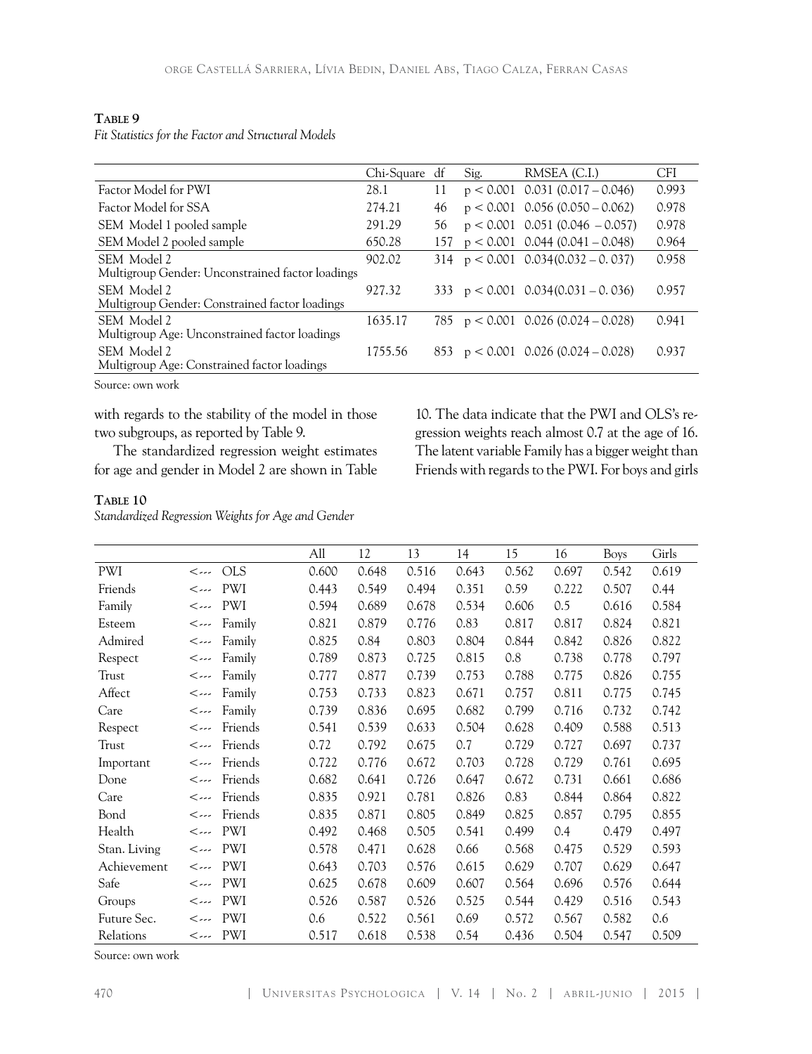**Table 9**

*Fit Statistics for the Factor and Structural Models*

| | Chi-Square | df | Sig. | RMSEA (C.I.) | CFI |
|---|---|---|---|---|---|
| Factor Model for PWI | 28.1 | 11 | $p < 0.001$ | 0.031 (0.017 – 0.046) | 0.993 |
| Factor Model for SSA | 274.21 | 46 | $p < 0.001$ | 0.056 (0.050 – 0.062) | 0.978 |
| SEM Model 1 pooled sample | 291.29 | 56 | $p < 0.001$ | 0.051 (0.046 – 0.057) | 0.978 |
| SEM Model 2 pooled sample | 650.28 | 157 | $p < 0.001$ | 0.044 (0.041 – 0.048) | 0.964 |
| SEM Model 2 Multigroup Gender: Unconstrained factor loadings | 902.02 | 314 | $p < 0.001$ | 0.034(0.032 – 0. 037) | 0.958 |
| SEM Model 2 Multigroup Gender: Constrained factor loadings | 927.32 | 333 | $p < 0.001$ | 0.034(0.031 – 0. 036) | 0.957 |
| SEM Model 2 Multigroup Age: Unconstrained factor loadings | 1635.17 | 785 | $p < 0.001$ | 0.026 (0.024 – 0.028) | 0.941 |
| SEM Model 2 Multigroup Age: Constrained factor loadings | 1755.56 | 853 | $p < 0.001$ | 0.026 (0.024 – 0.028) | 0.937 |

Source: own work

with regards to the stability of the model in those two subgroups, as reported by Table 9.

The standardized regression weight estimates for age and gender in Model 2 are shown in Table 10. The data indicate that the PWI and OLS's regression weights reach almost 0.7 at the age of 16. The latent variable Family has a bigger weight than Friends with regards to the PWI. For boys and girls

**Table 10**

*Standardized Regression Weights for Age and Gender*

| | | | All | 12 | 13 | 14 | 15 | 16 | Boys | Girls |
|---|---|---|---|---|---|---|---|---|---|---|
| PWI | <--- | OLS | 0.600 | 0.648 | 0.516 | 0.643 | 0.562 | 0.697 | 0.542 | 0.619 |
| Friends | <--- | PWI | 0.443 | 0.549 | 0.494 | 0.351 | 0.59 | 0.222 | 0.507 | 0.44 |
| Family | <--- | PWI | 0.594 | 0.689 | 0.678 | 0.534 | 0.606 | 0.5 | 0.616 | 0.584 |
| Esteem | <--- | Family | 0.821 | 0.879 | 0.776 | 0.83 | 0.817 | 0.817 | 0.824 | 0.821 |
| Admired | <--- | Family | 0.825 | 0.84 | 0.803 | 0.804 | 0.844 | 0.842 | 0.826 | 0.822 |
| Respect | <--- | Family | 0.789 | 0.873 | 0.725 | 0.815 | 0.8 | 0.738 | 0.778 | 0.797 |
| Trust | <--- | Family | 0.777 | 0.877 | 0.739 | 0.753 | 0.788 | 0.775 | 0.826 | 0.755 |
| Affect | <--- | Family | 0.753 | 0.733 | 0.823 | 0.671 | 0.757 | 0.811 | 0.775 | 0.745 |
| Care | <--- | Family | 0.739 | 0.836 | 0.695 | 0.682 | 0.799 | 0.716 | 0.732 | 0.742 |
| Respect | <--- | Friends | 0.541 | 0.539 | 0.633 | 0.504 | 0.628 | 0.409 | 0.588 | 0.513 |
| Trust | <--- | Friends | 0.72 | 0.792 | 0.675 | 0.7 | 0.729 | 0.727 | 0.697 | 0.737 |
| Important | <--- | Friends | 0.722 | 0.776 | 0.672 | 0.703 | 0.728 | 0.729 | 0.761 | 0.695 |
| Done | <--- | Friends | 0.682 | 0.641 | 0.726 | 0.647 | 0.672 | 0.731 | 0.661 | 0.686 |
| Care | <--- | Friends | 0.835 | 0.921 | 0.781 | 0.826 | 0.83 | 0.844 | 0.864 | 0.822 |
| Bond | <--- | Friends | 0.835 | 0.871 | 0.805 | 0.849 | 0.825 | 0.857 | 0.795 | 0.855 |
| Health | <--- | PWI | 0.492 | 0.468 | 0.505 | 0.541 | 0.499 | 0.4 | 0.479 | 0.497 |
| Stan. Living | <--- | PWI | 0.578 | 0.471 | 0.628 | 0.66 | 0.568 | 0.475 | 0.529 | 0.593 |
| Achievement | <--- | PWI | 0.643 | 0.703 | 0.576 | 0.615 | 0.629 | 0.707 | 0.629 | 0.647 |
| Safe | <--- | PWI | 0.625 | 0.678 | 0.609 | 0.607 | 0.564 | 0.696 | 0.576 | 0.644 |
| Groups | <--- | PWI | 0.526 | 0.587 | 0.526 | 0.525 | 0.544 | 0.429 | 0.516 | 0.543 |
| Future Sec. | <--- | PWI | 0.6 | 0.522 | 0.561 | 0.69 | 0.572 | 0.567 | 0.582 | 0.6 |
| Relations | <--- | PWI | 0.517 | 0.618 | 0.538 | 0.54 | 0.436 | 0.504 | 0.547 | 0.509 |

Source: own work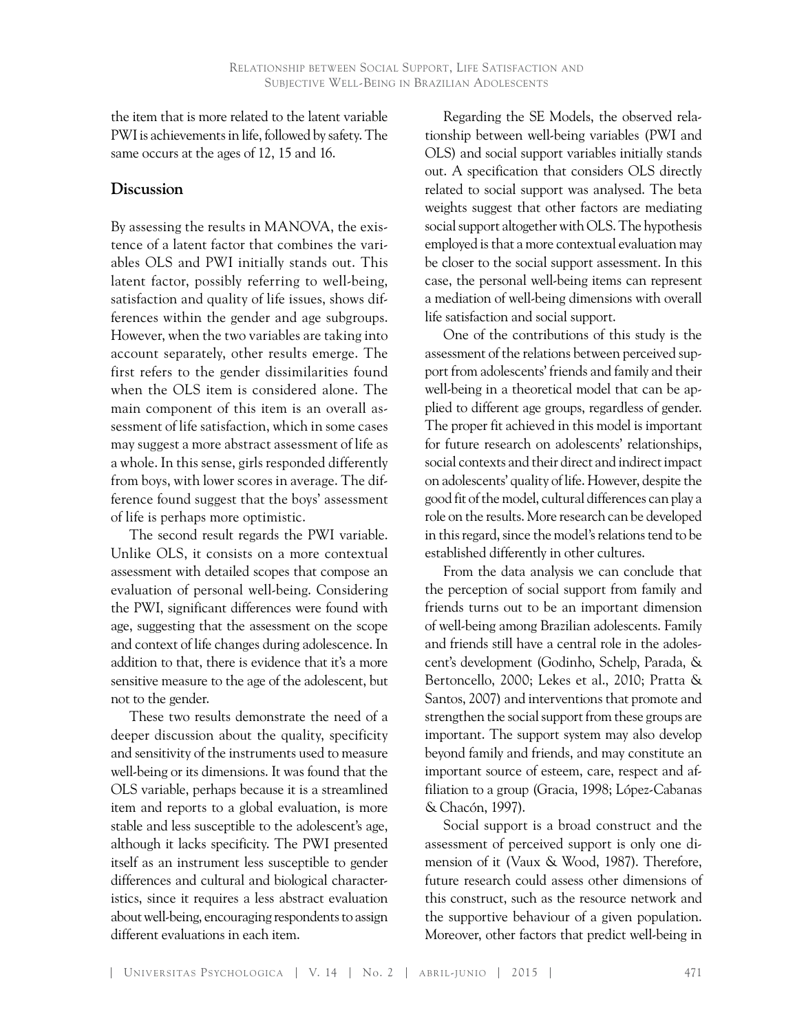the item that is more related to the latent variable PWI is achievements in life, followed by safety. The same occurs at the ages of 12, 15 and 16.

## Discussion

By assessing the results in MANOVA, the existence of a latent factor that combines the variables OLS and PWI initially stands out. This latent factor, possibly referring to well-being, satisfaction and quality of life issues, shows differences within the gender and age subgroups. However, when the two variables are taking into account separately, other results emerge. The first refers to the gender dissimilarities found when the OLS item is considered alone. The main component of this item is an overall assessment of life satisfaction, which in some cases may suggest a more abstract assessment of life as a whole. In this sense, girls responded differently from boys, with lower scores in average. The difference found suggest that the boys' assessment of life is perhaps more optimistic.

The second result regards the PWI variable. Unlike OLS, it consists on a more contextual assessment with detailed scopes that compose an evaluation of personal well-being. Considering the PWI, significant differences were found with age, suggesting that the assessment on the scope and context of life changes during adolescence. In addition to that, there is evidence that it's a more sensitive measure to the age of the adolescent, but not to the gender.

These two results demonstrate the need of a deeper discussion about the quality, specificity and sensitivity of the instruments used to measure well-being or its dimensions. It was found that the OLS variable, perhaps because it is a streamlined item and reports to a global evaluation, is more stable and less susceptible to the adolescent's age, although it lacks specificity. The PWI presented itself as an instrument less susceptible to gender differences and cultural and biological characteristics, since it requires a less abstract evaluation about well-being, encouraging respondents to assign different evaluations in each item.

Regarding the SE Models, the observed relationship between well-being variables (PWI and OLS) and social support variables initially stands out. A specification that considers OLS directly related to social support was analysed. The beta weights suggest that other factors are mediating social support altogether with OLS. The hypothesis employed is that a more contextual evaluation may be closer to the social support assessment. In this case, the personal well-being items can represent a mediation of well-being dimensions with overall life satisfaction and social support.

One of the contributions of this study is the assessment of the relations between perceived support from adolescents' friends and family and their well-being in a theoretical model that can be applied to different age groups, regardless of gender. The proper fit achieved in this model is important for future research on adolescents' relationships, social contexts and their direct and indirect impact on adolescents' quality of life. However, despite the good fit of the model, cultural differences can play a role on the results. More research can be developed in this regard, since the model's relations tend to be established differently in other cultures.

From the data analysis we can conclude that the perception of social support from family and friends turns out to be an important dimension of well-being among Brazilian adolescents. Family and friends still have a central role in the adolescent's development (Godinho, Schelp, Parada, & Bertoncello, 2000; Lekes et al., 2010; Pratta & Santos, 2007) and interventions that promote and strengthen the social support from these groups are important. The support system may also develop beyond family and friends, and may constitute an important source of esteem, care, respect and affiliation to a group (Gracia, 1998; López-Cabanas & Chacón, 1997).

Social support is a broad construct and the assessment of perceived support is only one dimension of it (Vaux & Wood, 1987). Therefore, future research could assess other dimensions of this construct, such as the resource network and the supportive behaviour of a given population. Moreover, other factors that predict well-being in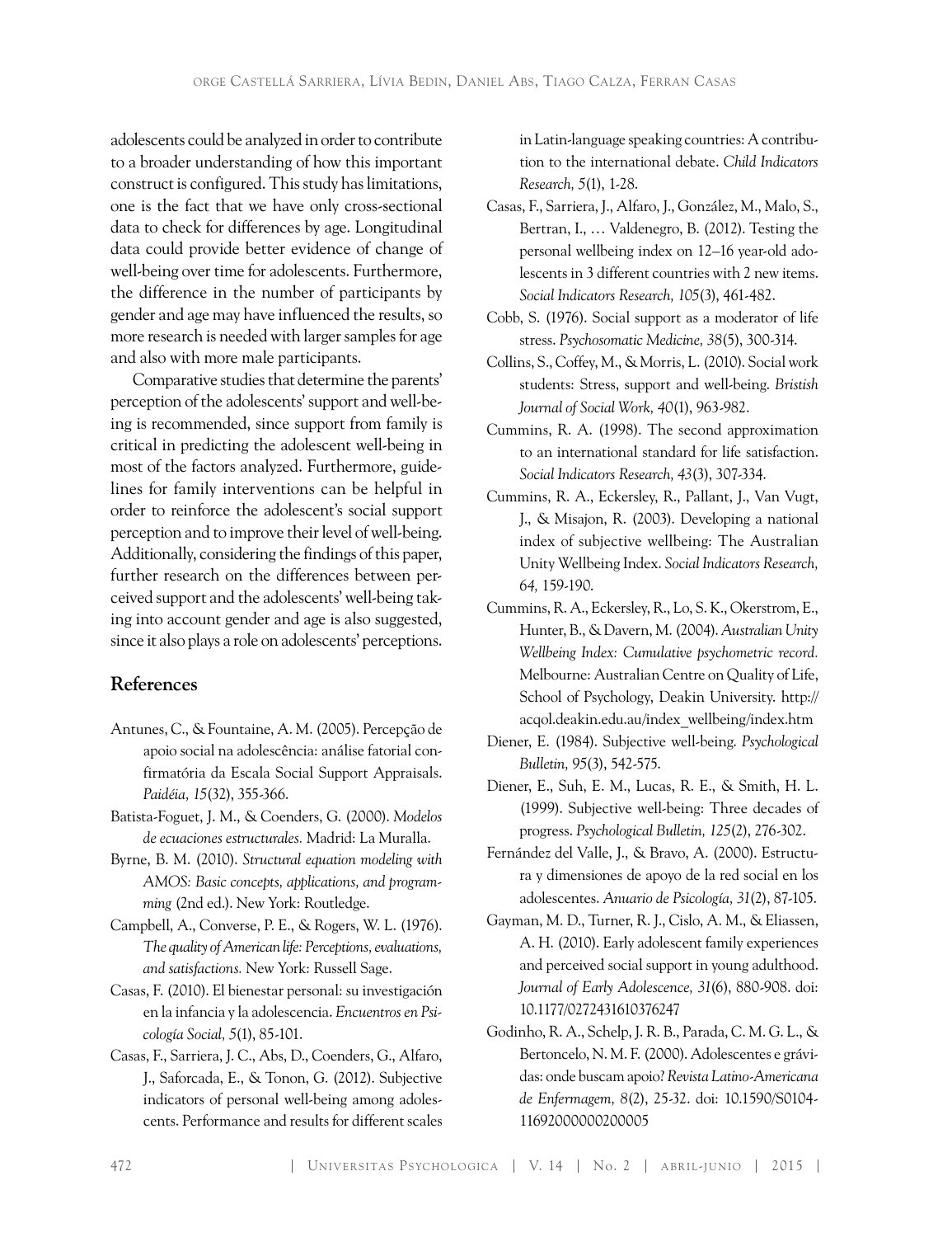adolescents could be analyzed in order to contribute to a broader understanding of how this important construct is configured. This study has limitations, one is the fact that we have only cross-sectional data to check for differences by age. Longitudinal data could provide better evidence of change of well-being over time for adolescents. Furthermore, the difference in the number of participants by gender and age may have influenced the results, so more research is needed with larger samples for age and also with more male participants.

Comparative studies that determine the parents' perception of the adolescents' support and well-being is recommended, since support from family is critical in predicting the adolescent well-being in most of the factors analyzed. Furthermore, guidelines for family interventions can be helpful in order to reinforce the adolescent's social support perception and to improve their level of well-being. Additionally, considering the findings of this paper, further research on the differences between perceived support and the adolescents' well-being taking into account gender and age is also suggested, since it also plays a role on adolescents' perceptions.

## References

Antunes, C., & Fountaine, A. M. (2005). Percepção de apoio social na adolescência: análise fatorial confirmatória da Escala Social Support Appraisals. *Paidéia, 15*(32), 355-366.

Batista-Foguet, J. M., & Coenders, G. (2000). *Modelos de ecuaciones estructurales.* Madrid: La Muralla.

Byrne, B. M. (2010). *Structural equation modeling with AMOS: Basic concepts, applications, and programming* (2nd ed.). New York: Routledge.

Campbell, A., Converse, P. E., & Rogers, W. L. (1976). *The quality of American life: Perceptions, evaluations, and satisfactions.* New York: Russell Sage.

Casas, F. (2010). El bienestar personal: su investigación en la infancia y la adolescencia. *Encuentros en Psicología Social, 5*(1), 85-101.

Casas, F., Sarriera, J. C., Abs, D., Coenders, G., Alfaro, J., Saforcada, E., & Tonon, G. (2012). Subjective indicators of personal well-being among adolescents. Performance and results for different scales in Latin-language speaking countries: A contribution to the international debate. *Child Indicators Research, 5*(1), 1-28.

Casas, F., Sarriera, J., Alfaro, J., González, M., Malo, S., Bertran, I., … Valdenegro, B. (2012). Testing the personal wellbeing index on 12–16 year-old adolescents in 3 different countries with 2 new items. *Social Indicators Research, 105*(3), 461-482.

Cobb, S. (1976). Social support as a moderator of life stress. *Psychosomatic Medicine, 38*(5), 300-314.

Collins, S., Coffey, M., & Morris, L. (2010). Social work students: Stress, support and well-being. *Bristish Journal of Social Work, 40*(1), 963-982.

Cummins, R. A. (1998). The second approximation to an international standard for life satisfaction. *Social Indicators Research, 43*(3), 307-334.

Cummins, R. A., Eckersley, R., Pallant, J., Van Vugt, J., & Misajon, R. (2003). Developing a national index of subjective wellbeing: The Australian Unity Wellbeing Index. *Social Indicators Research, 64,* 159-190.

Cummins, R. A., Eckersley, R., Lo, S. K., Okerstrom, E., Hunter, B., & Davern, M. (2004). *Australian Unity Wellbeing Index: Cumulative psychometric record.* Melbourne: Australian Centre on Quality of Life, School of Psychology, Deakin University. http://acqol.deakin.edu.au/index_wellbeing/index.htm

Diener, E. (1984). Subjective well-being. *Psychological Bulletin, 95*(3), 542-575.

Diener, E., Suh, E. M., Lucas, R. E., & Smith, H. L. (1999). Subjective well-being: Three decades of progress. *Psychological Bulletin, 125*(2), 276-302.

Fernández del Valle, J., & Bravo, A. (2000). Estructura y dimensiones de apoyo de la red social en los adolescentes. *Anuario de Psicología, 31*(2), 87-105.

Gayman, M. D., Turner, R. J., Cislo, A. M., & Eliassen, A. H. (2010). Early adolescent family experiences and perceived social support in young adulthood. *Journal of Early Adolescence, 31*(6), 880-908. doi: 10.1177/0272431610376247

Godinho, R. A., Schelp, J. R. B., Parada, C. M. G. L., & Bertoncelo, N. M. F. (2000). Adolescentes e grávidas: onde buscam apoio? *Revista Latino-Americana de Enfermagem, 8*(2), 25-32. doi: 10.1590/S0104-11692000000200005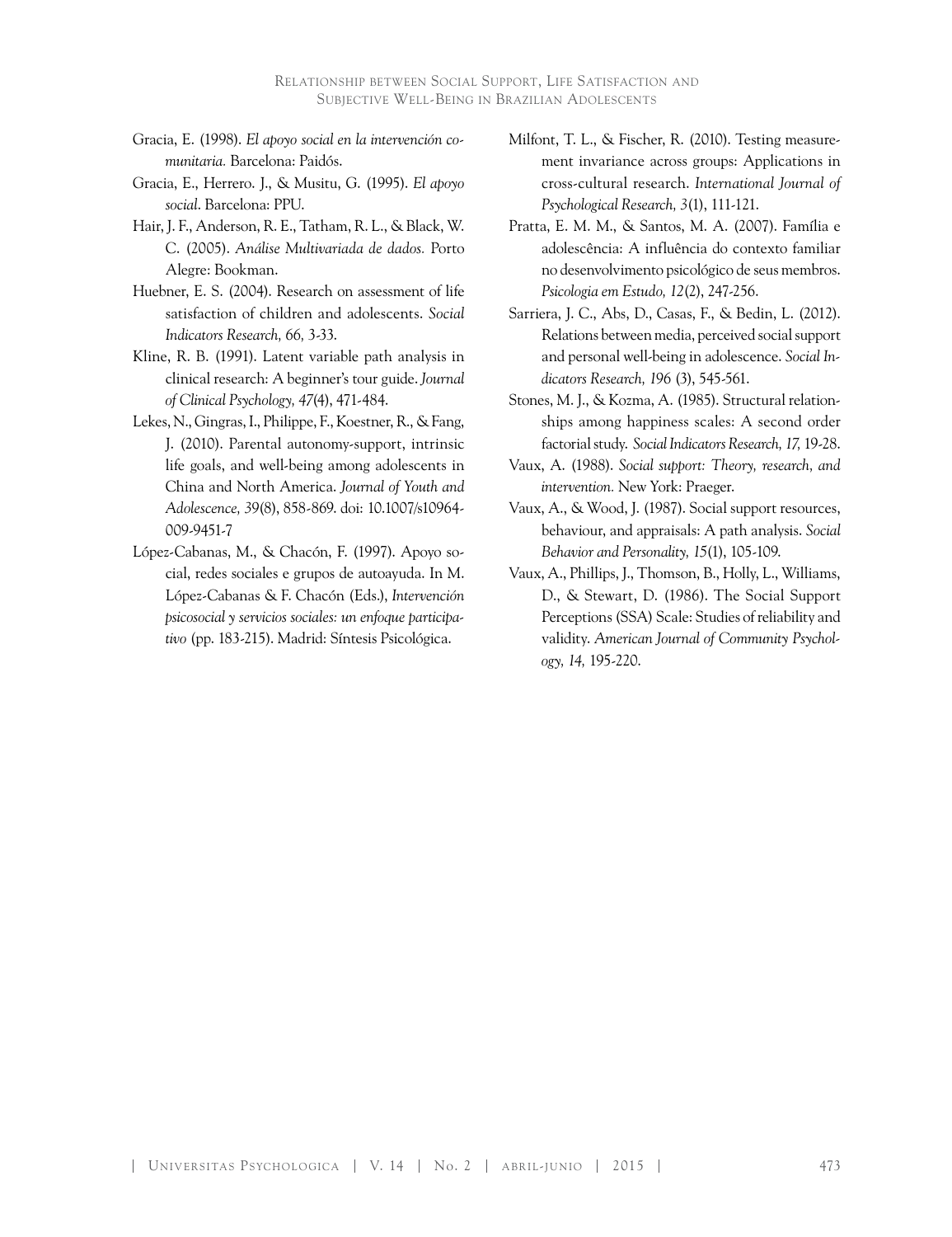Gracia, E. (1998). *El apoyo social en la intervención comunitaria.* Barcelona: Paidós.

Gracia, E., Herrero. J., & Musitu, G. (1995). *El apoyo social*. Barcelona: PPU.

Hair, J. F., Anderson, R. E., Tatham, R. L., & Black, W. C. (2005). *Análise Multivariada de dados.* Porto Alegre: Bookman.

Huebner, E. S. (2004). Research on assessment of life satisfaction of children and adolescents. *Social Indicators Research, 66,* 3-33.

Kline, R. B. (1991). Latent variable path analysis in clinical research: A beginner's tour guide. *Journal of Clinical Psychology, 47*(4), 471-484.

Lekes, N., Gingras, I., Philippe, F., Koestner, R., & Fang, J. (2010). Parental autonomy-support, intrinsic life goals, and well-being among adolescents in China and North America. *Journal of Youth and Adolescence, 39*(8), 858-869. doi: 10.1007/s10964-009-9451-7

López-Cabanas, M., & Chacón, F. (1997). Apoyo social, redes sociales e grupos de autoayuda. In M. López-Cabanas & F. Chacón (Eds.), *Intervención psicosocial y servicios sociales: un enfoque participativo* (pp. 183-215). Madrid: Síntesis Psicológica.

Milfont, T. L., & Fischer, R. (2010). Testing measurement invariance across groups: Applications in cross-cultural research. *International Journal of Psychological Research, 3*(1), 111-121.

Pratta, E. M. M., & Santos, M. A. (2007). Família e adolescência: A influência do contexto familiar no desenvolvimento psicológico de seus membros. *Psicologia em Estudo, 12*(2), 247-256.

Sarriera, J. C., Abs, D., Casas, F., & Bedin, L. (2012). Relations between media, perceived social support and personal well-being in adolescence. *Social Indicators Research, 196* (3), 545-561.

Stones, M. J., & Kozma, A. (1985). Structural relationships among happiness scales: A second order factorial study. *Social Indicators Research, 17,* 19-28.

Vaux, A. (1988). *Social support: Theory, research, and intervention.* New York: Praeger.

Vaux, A., & Wood, J. (1987). Social support resources, behaviour, and appraisals: A path analysis. *Social Behavior and Personality, 15*(1), 105-109.

Vaux, A., Phillips, J., Thomson, B., Holly, L., Williams, D., & Stewart, D. (1986). The Social Support Perceptions (SSA) Scale: Studies of reliability and validity. *American Journal of Community Psychology, 14,* 195-220.